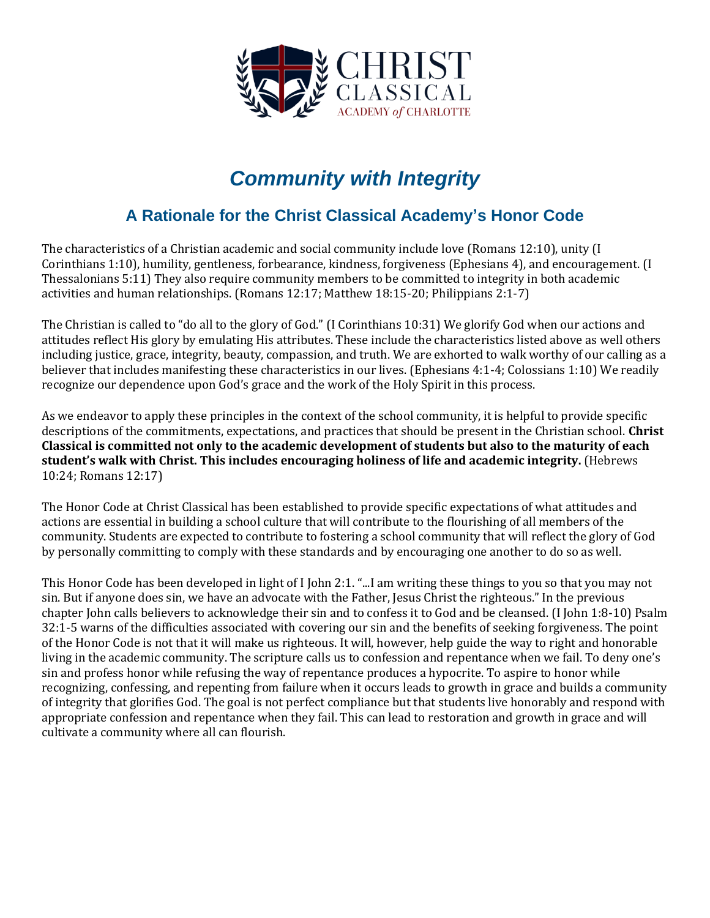# *Community with Integrity*

## A Rationale for the Christ Classical Academy's Honor Code

The characteristics of a Christian academic and social community include love (Romans 12:10), unity (I Corinthians 1:10), humility, gentleness, forbearance, kindness, forgiveness (Ephesians 4), and encouragement. (I Thessalonians 5:11) They also require community members to be committed to integrity in both academic activities and human relationships. (Romans 12:17; Matthew 18:15-20; Philippians 2:1-7)

The Christian is called to "do all to the glory of God." (I Corinthians 10:31) We glorify God when our actions and attitudes reflect His glory by emulating His attributes. These include the characteristics listed above as well others including justice, grace, integrity, beauty, compassion, and truth. We are exhorted to walk worthy of our calling as a believer that includes manifesting these characteristics in our lives. (Ephesians 4:1-4; Colossians 1:10) We readily recognize our dependence upon God's grace and the work of the Holy Spirit in this process.

As we endeavor to apply these principles in the context of the school community, it is helpful to provide specific descriptions of the commitments, expectations, and practices that should be present in the Christian school. **Christ Classical is committed not only to the academic development of students but also to the maturity of each student's walk with Christ. This includes encouraging holiness of life and academic integrity.** (Hebrews 10:24; Romans 12:17)

The Honor Code at Christ Classical has been established to provide specific expectations of what attitudes and actions are essential in building a school culture that will contribute to the flourishing of all members of the community. Students are expected to contribute to fostering a school community that will reflect the glory of God by personally committing to comply with these standards and by encouraging one another to do so as well.

This Honor Code has been developed in light of I John 2:1. "...I am writing these things to you so that you may not sin. But if anyone does sin, we have an advocate with the Father, Jesus Christ the righteous." In the previous chapter John calls believers to acknowledge their sin and to confess it to God and be cleansed. (I John 1:8-10) Psalm 32:1-5 warns of the difficulties associated with covering our sin and the benefits of seeking forgiveness. The point of the Honor Code is not that it will make us righteous. It will, however, help guide the way to right and honorable living in the academic community. The scripture calls us to confession and repentance when we fail. To deny one's sin and profess honor while refusing the way of repentance produces a hypocrite. To aspire to honor while recognizing, confessing, and repenting from failure when it occurs leads to growth in grace and builds a community of integrity that glorifies God. The goal is not perfect compliance but that students live honorably and respond with appropriate confession and repentance when they fail. This can lead to restoration and growth in grace and will cultivate a community where all can flourish.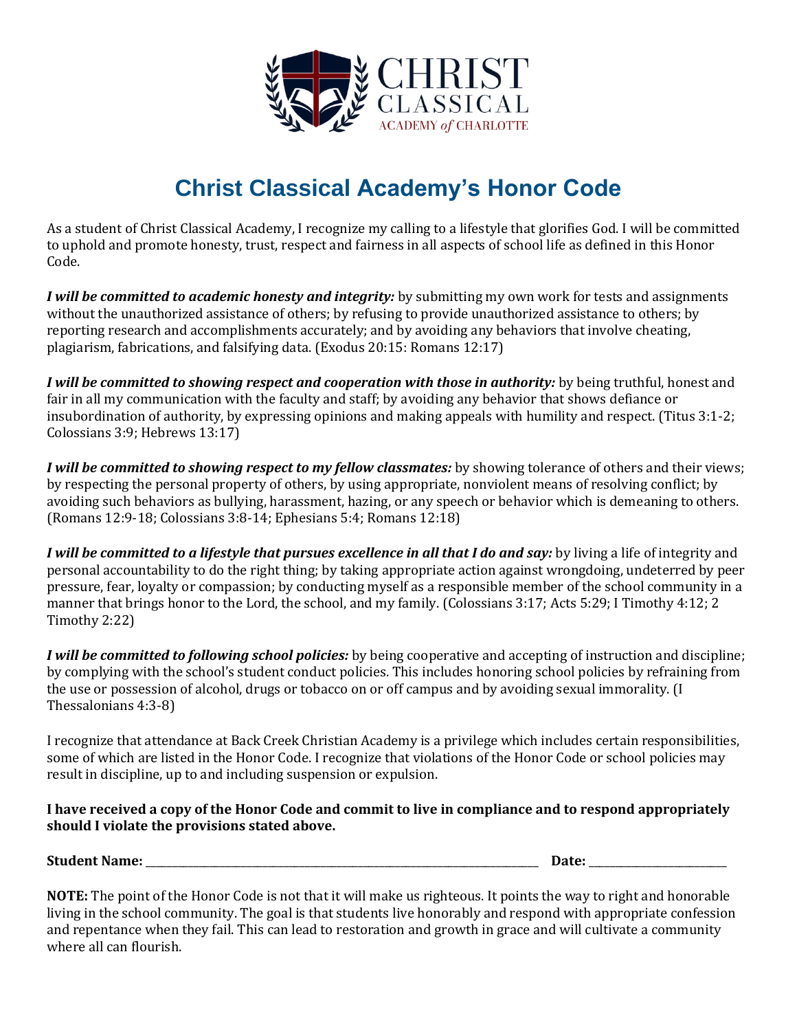# Christ Classical Academy's Honor Code

As a student of Christ Classical Academy, I recognize my calling to a lifestyle that glorifies God. I will be committed to uphold and promote honesty, trust, respect and fairness in all aspects of school life as defined in this Honor Code.

***I will be committed to academic honesty and integrity:*** by submitting my own work for tests and assignments without the unauthorized assistance of others; by refusing to provide unauthorized assistance to others; by reporting research and accomplishments accurately; and by avoiding any behaviors that involve cheating, plagiarism, fabrications, and falsifying data. (Exodus 20:15: Romans 12:17)

***I will be committed to showing respect and cooperation with those in authority:*** by being truthful, honest and fair in all my communication with the faculty and staff; by avoiding any behavior that shows defiance or insubordination of authority, by expressing opinions and making appeals with humility and respect. (Titus 3:1-2; Colossians 3:9; Hebrews 13:17)

***I will be committed to showing respect to my fellow classmates:*** by showing tolerance of others and their views; by respecting the personal property of others, by using appropriate, nonviolent means of resolving conflict; by avoiding such behaviors as bullying, harassment, hazing, or any speech or behavior which is demeaning to others. (Romans 12:9-18; Colossians 3:8-14; Ephesians 5:4; Romans 12:18)

***I will be committed to a lifestyle that pursues excellence in all that I do and say:*** by living a life of integrity and personal accountability to do the right thing; by taking appropriate action against wrongdoing, undeterred by peer pressure, fear, loyalty or compassion; by conducting myself as a responsible member of the school community in a manner that brings honor to the Lord, the school, and my family. (Colossians 3:17; Acts 5:29; I Timothy 4:12; 2 Timothy 2:22)

***I will be committed to following school policies:*** by being cooperative and accepting of instruction and discipline; by complying with the school's student conduct policies. This includes honoring school policies by refraining from the use or possession of alcohol, drugs or tobacco on or off campus and by avoiding sexual immorality. (I Thessalonians 4:3-8)

I recognize that attendance at Back Creek Christian Academy is a privilege which includes certain responsibilities, some of which are listed in the Honor Code. I recognize that violations of the Honor Code or school policies may result in discipline, up to and including suspension or expulsion.

**I have received a copy of the Honor Code and commit to live in compliance and to respond appropriately should I violate the provisions stated above.**

**Student Name:** ______________________________ **Date:** ______________

**NOTE:** The point of the Honor Code is not that it will make us righteous. It points the way to right and honorable living in the school community. The goal is that students live honorably and respond with appropriate confession and repentance when they fail. This can lead to restoration and growth in grace and will cultivate a community where all can flourish.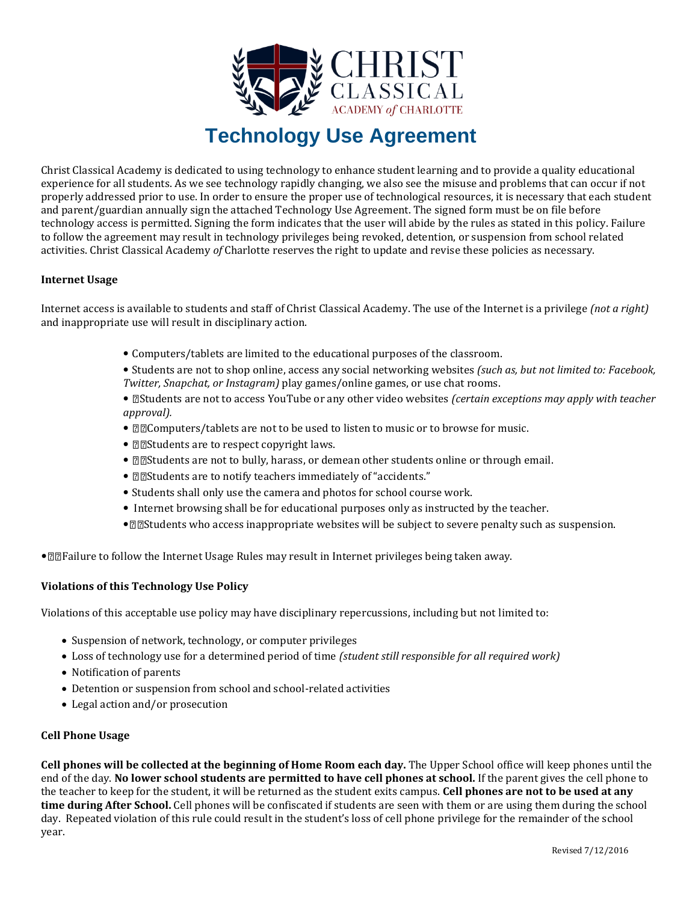# Technology Use Agreement

Christ Classical Academy is dedicated to using technology to enhance student learning and to provide a quality educational experience for all students. As we see technology rapidly changing, we also see the misuse and problems that can occur if not properly addressed prior to use. In order to ensure the proper use of technological resources, it is necessary that each student and parent/guardian annually sign the attached Technology Use Agreement. The signed form must be on file before technology access is permitted. Signing the form indicates that the user will abide by the rules as stated in this policy. Failure to follow the agreement may result in technology privileges being revoked, detention, or suspension from school related activities. Christ Classical Academy *of* Charlotte reserves the right to update and revise these policies as necessary.

**Internet Usage**

Internet access is available to students and staff of Christ Classical Academy. The use of the Internet is a privilege *(not a right)* and inappropriate use will result in disciplinary action.

- Computers/tablets are limited to the educational purposes of the classroom.
- Students are not to shop online, access any social networking websites *(such as, but not limited to: Facebook, Twitter, Snapchat, or Instagram)* play games/online games, or use chat rooms.
- Students are not to access YouTube or any other video websites *(certain exceptions may apply with teacher approval).*
- Computers/tablets are not to be used to listen to music or to browse for music.
- Students are to respect copyright laws.
- Students are not to bully, harass, or demean other students online or through email.
- Students are to notify teachers immediately of "accidents."
- Students shall only use the camera and photos for school course work.
- Internet browsing shall be for educational purposes only as instructed by the teacher.
- Students who access inappropriate websites will be subject to severe penalty such as suspension.

- Failure to follow the Internet Usage Rules may result in Internet privileges being taken away.

**Violations of this Technology Use Policy**

Violations of this acceptable use policy may have disciplinary repercussions, including but not limited to:

- Suspension of network, technology, or computer privileges
- Loss of technology use for a determined period of time *(student still responsible for all required work)*
- Notification of parents
- Detention or suspension from school and school-related activities
- Legal action and/or prosecution

**Cell Phone Usage**

**Cell phones will be collected at the beginning of Home Room each day.** The Upper School office will keep phones until the end of the day. **No lower school students are permitted to have cell phones at school.** If the parent gives the cell phone to the teacher to keep for the student, it will be returned as the student exits campus. **Cell phones are not to be used at any time during After School.** Cell phones will be confiscated if students are seen with them or are using them during the school day. Repeated violation of this rule could result in the student's loss of cell phone privilege for the remainder of the school year.

Revised 7/12/2016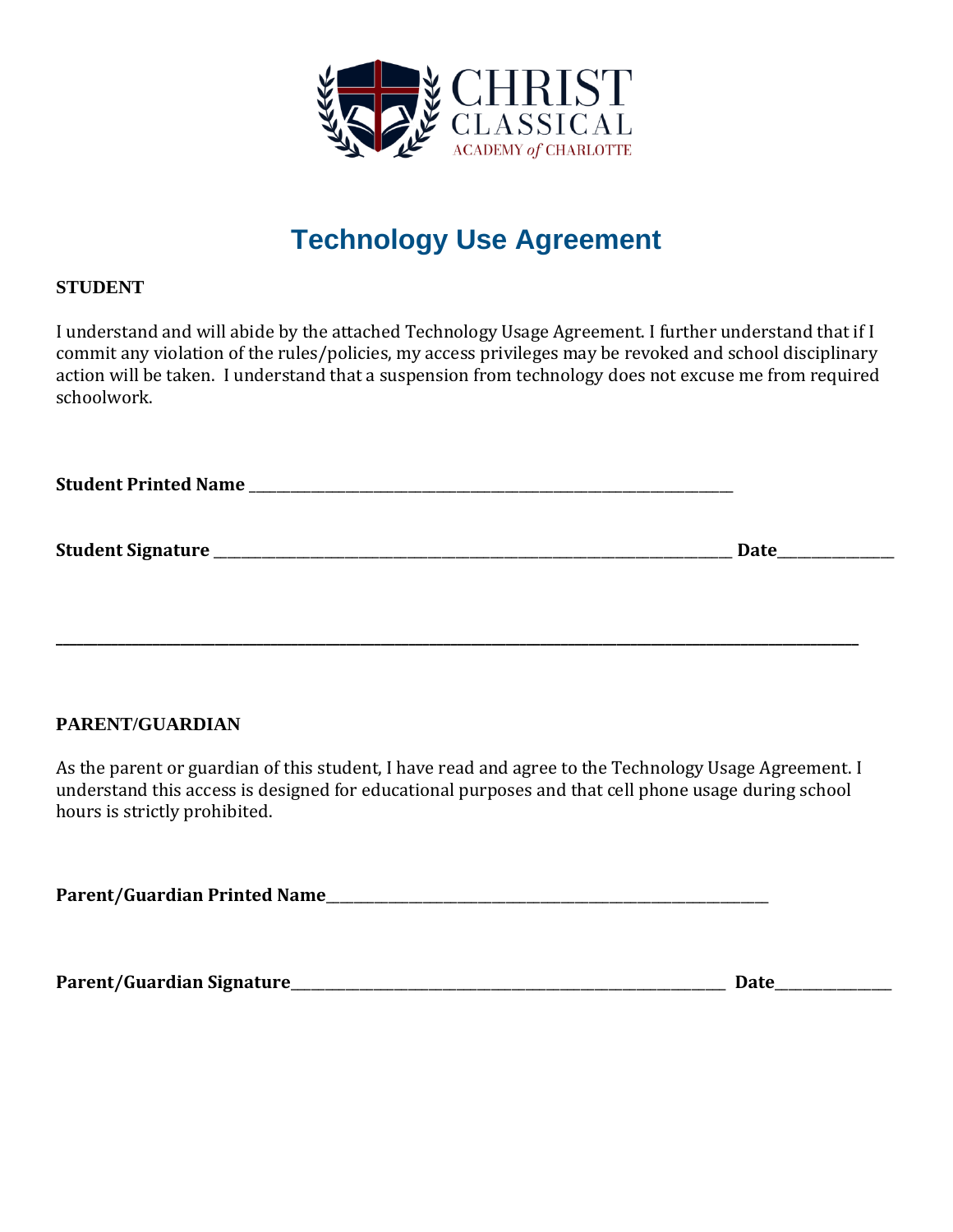CHRIST CLASSICAL ACADEMY of CHARLOTTE

# Technology Use Agreement

**STUDENT**

I understand and will abide by the attached Technology Usage Agreement. I further understand that if I commit any violation of the rules/policies, my access privileges may be revoked and school disciplinary action will be taken. I understand that a suspension from technology does not excuse me from required schoolwork.

**Student Printed Name** ___________________________________________________________

**Student Signature** _______________________________________________________________ **Date**______________

---

**PARENT/GUARDIAN**

As the parent or guardian of this student, I have read and agree to the Technology Usage Agreement. I understand this access is designed for educational purposes and that cell phone usage during school hours is strictly prohibited.

**Parent/Guardian Printed Name**_______________________________________________________

**Parent/Guardian Signature**___________________________________________________ **Date**______________